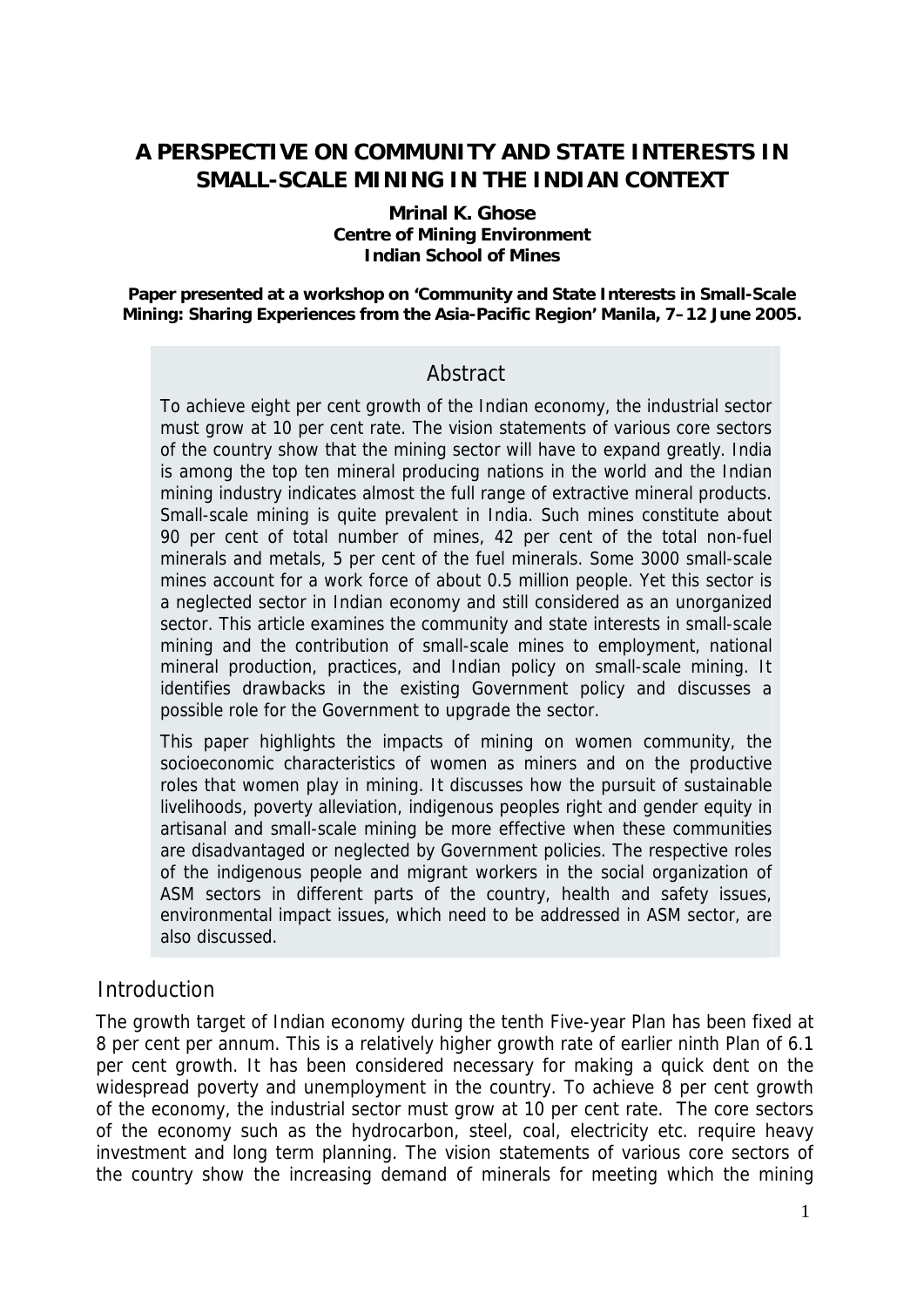# A PERSPECTIVE ON COMMUNITY AND STATE INTERESTS IN SMALL-SCALE MINING IN THE INDIAN CONTEXT

**Mrinal K. Ghose**
**Centre of Mining Environment**
**Indian School of Mines**

**Paper presented at a workshop on 'Community and State Interests in Small-Scale Mining: Sharing Experiences from the Asia-Pacific Region' Manila, 7–12 June 2005.**

## Abstract

To achieve eight per cent growth of the Indian economy, the industrial sector must grow at 10 per cent rate. The vision statements of various core sectors of the country show that the mining sector will have to expand greatly. India is among the top ten mineral producing nations in the world and the Indian mining industry indicates almost the full range of extractive mineral products. Small-scale mining is quite prevalent in India. Such mines constitute about 90 per cent of total number of mines, 42 per cent of the total non-fuel minerals and metals, 5 per cent of the fuel minerals. Some 3000 small-scale mines account for a work force of about 0.5 million people. Yet this sector is a neglected sector in Indian economy and still considered as an unorganized sector. This article examines the community and state interests in small-scale mining and the contribution of small-scale mines to employment, national mineral production, practices, and Indian policy on small-scale mining. It identifies drawbacks in the existing Government policy and discusses a possible role for the Government to upgrade the sector.

This paper highlights the impacts of mining on women community, the socioeconomic characteristics of women as miners and on the productive roles that women play in mining. It discusses how the pursuit of sustainable livelihoods, poverty alleviation, indigenous peoples right and gender equity in artisanal and small-scale mining be more effective when these communities are disadvantaged or neglected by Government policies. The respective roles of the indigenous people and migrant workers in the social organization of ASM sectors in different parts of the country, health and safety issues, environmental impact issues, which need to be addressed in ASM sector, are also discussed.

## Introduction

The growth target of Indian economy during the tenth Five-year Plan has been fixed at 8 per cent per annum. This is a relatively higher growth rate of earlier ninth Plan of 6.1 per cent growth. It has been considered necessary for making a quick dent on the widespread poverty and unemployment in the country. To achieve 8 per cent growth of the economy, the industrial sector must grow at 10 per cent rate. The core sectors of the economy such as the hydrocarbon, steel, coal, electricity etc. require heavy investment and long term planning. The vision statements of various core sectors of the country show the increasing demand of minerals for meeting which the mining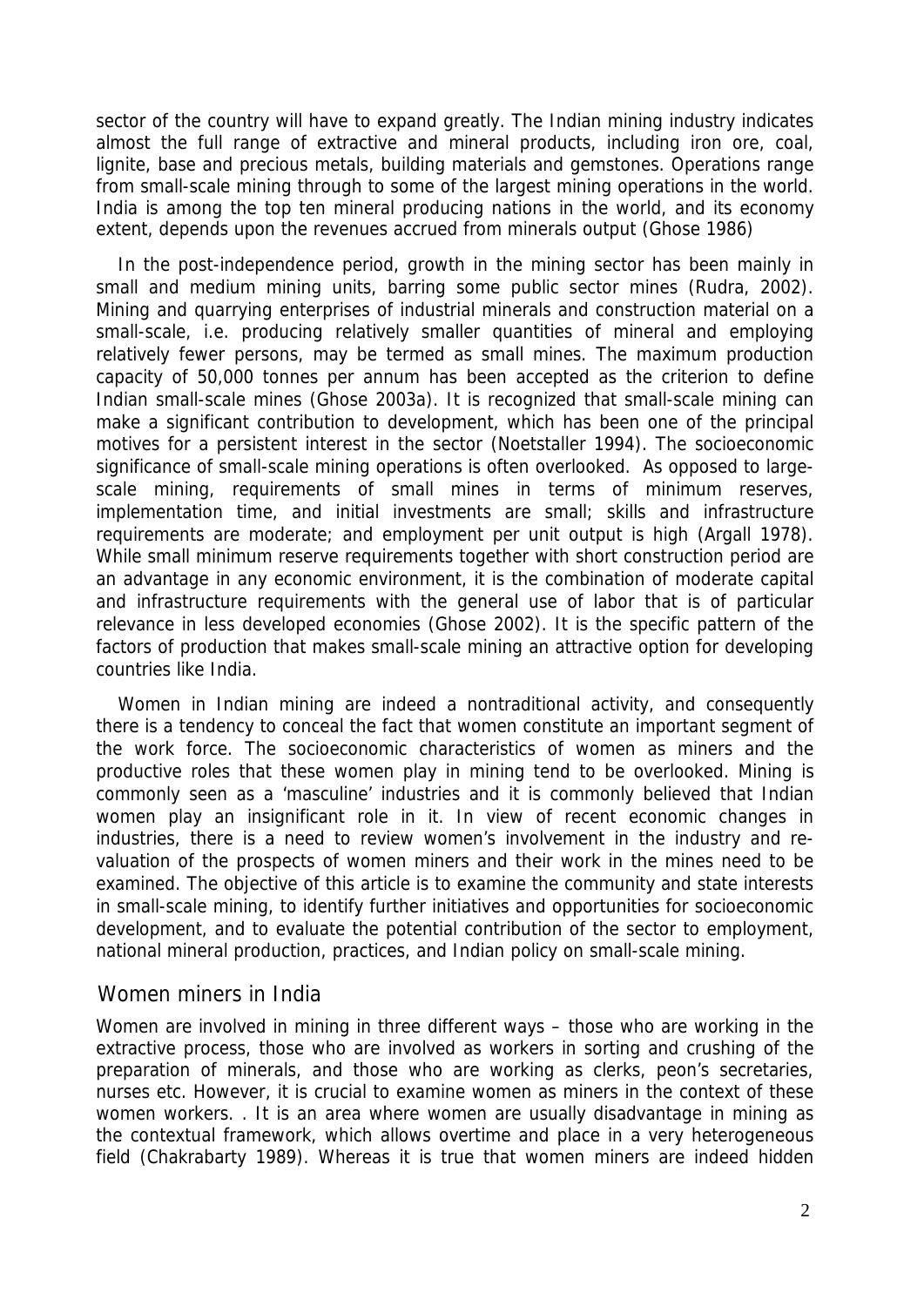sector of the country will have to expand greatly. The Indian mining industry indicates almost the full range of extractive and mineral products, including iron ore, coal, lignite, base and precious metals, building materials and gemstones. Operations range from small-scale mining through to some of the largest mining operations in the world. India is among the top ten mineral producing nations in the world, and its economy extent, depends upon the revenues accrued from minerals output (Ghose 1986)

In the post-independence period, growth in the mining sector has been mainly in small and medium mining units, barring some public sector mines (Rudra, 2002). Mining and quarrying enterprises of industrial minerals and construction material on a small-scale, i.e. producing relatively smaller quantities of mineral and employing relatively fewer persons, may be termed as small mines. The maximum production capacity of 50,000 tonnes per annum has been accepted as the criterion to define Indian small-scale mines (Ghose 2003a). It is recognized that small-scale mining can make a significant contribution to development, which has been one of the principal motives for a persistent interest in the sector (Noetstaller 1994). The socioeconomic significance of small-scale mining operations is often overlooked. As opposed to large-scale mining, requirements of small mines in terms of minimum reserves, implementation time, and initial investments are small; skills and infrastructure requirements are moderate; and employment per unit output is high (Argall 1978). While small minimum reserve requirements together with short construction period are an advantage in any economic environment, it is the combination of moderate capital and infrastructure requirements with the general use of labor that is of particular relevance in less developed economies (Ghose 2002). It is the specific pattern of the factors of production that makes small-scale mining an attractive option for developing countries like India.

Women in Indian mining are indeed a nontraditional activity, and consequently there is a tendency to conceal the fact that women constitute an important segment of the work force. The socioeconomic characteristics of women as miners and the productive roles that these women play in mining tend to be overlooked. Mining is commonly seen as a 'masculine' industries and it is commonly believed that Indian women play an insignificant role in it. In view of recent economic changes in industries, there is a need to review women's involvement in the industry and re-valuation of the prospects of women miners and their work in the mines need to be examined. The objective of this article is to examine the community and state interests in small-scale mining, to identify further initiatives and opportunities for socioeconomic development, and to evaluate the potential contribution of the sector to employment, national mineral production, practices, and Indian policy on small-scale mining.

## Women miners in India

Women are involved in mining in three different ways – those who are working in the extractive process, those who are involved as workers in sorting and crushing of the preparation of minerals, and those who are working as clerks, peon's secretaries, nurses etc. However, it is crucial to examine women as miners in the context of these women workers. . It is an area where women are usually disadvantage in mining as the contextual framework, which allows overtime and place in a very heterogeneous field (Chakrabarty 1989). Whereas it is true that women miners are indeed hidden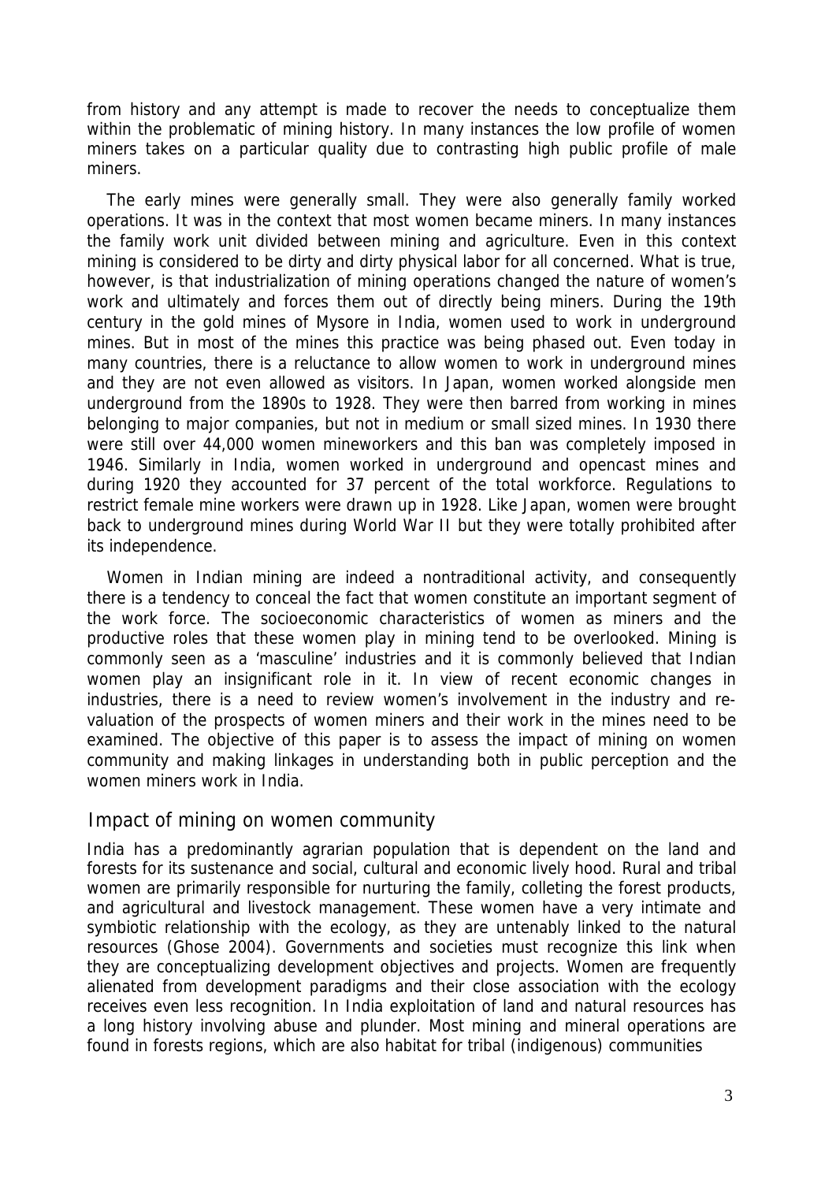from history and any attempt is made to recover the needs to conceptualize them within the problematic of mining history. In many instances the low profile of women miners takes on a particular quality due to contrasting high public profile of male miners.

The early mines were generally small. They were also generally family worked operations. It was in the context that most women became miners. In many instances the family work unit divided between mining and agriculture. Even in this context mining is considered to be dirty and dirty physical labor for all concerned. What is true, however, is that industrialization of mining operations changed the nature of women's work and ultimately and forces them out of directly being miners. During the 19th century in the gold mines of Mysore in India, women used to work in underground mines. But in most of the mines this practice was being phased out. Even today in many countries, there is a reluctance to allow women to work in underground mines and they are not even allowed as visitors. In Japan, women worked alongside men underground from the 1890s to 1928. They were then barred from working in mines belonging to major companies, but not in medium or small sized mines. In 1930 there were still over 44,000 women mineworkers and this ban was completely imposed in 1946. Similarly in India, women worked in underground and opencast mines and during 1920 they accounted for 37 percent of the total workforce. Regulations to restrict female mine workers were drawn up in 1928. Like Japan, women were brought back to underground mines during World War II but they were totally prohibited after its independence.

Women in Indian mining are indeed a nontraditional activity, and consequently there is a tendency to conceal the fact that women constitute an important segment of the work force. The socioeconomic characteristics of women as miners and the productive roles that these women play in mining tend to be overlooked. Mining is commonly seen as a 'masculine' industries and it is commonly believed that Indian women play an insignificant role in it. In view of recent economic changes in industries, there is a need to review women's involvement in the industry and re-valuation of the prospects of women miners and their work in the mines need to be examined. The objective of this paper is to assess the impact of mining on women community and making linkages in understanding both in public perception and the women miners work in India.

## Impact of mining on women community

India has a predominantly agrarian population that is dependent on the land and forests for its sustenance and social, cultural and economic lively hood. Rural and tribal women are primarily responsible for nurturing the family, colleting the forest products, and agricultural and livestock management. These women have a very intimate and symbiotic relationship with the ecology, as they are untenably linked to the natural resources (Ghose 2004). Governments and societies must recognize this link when they are conceptualizing development objectives and projects. Women are frequently alienated from development paradigms and their close association with the ecology receives even less recognition. In India exploitation of land and natural resources has a long history involving abuse and plunder. Most mining and mineral operations are found in forests regions, which are also habitat for tribal (indigenous) communities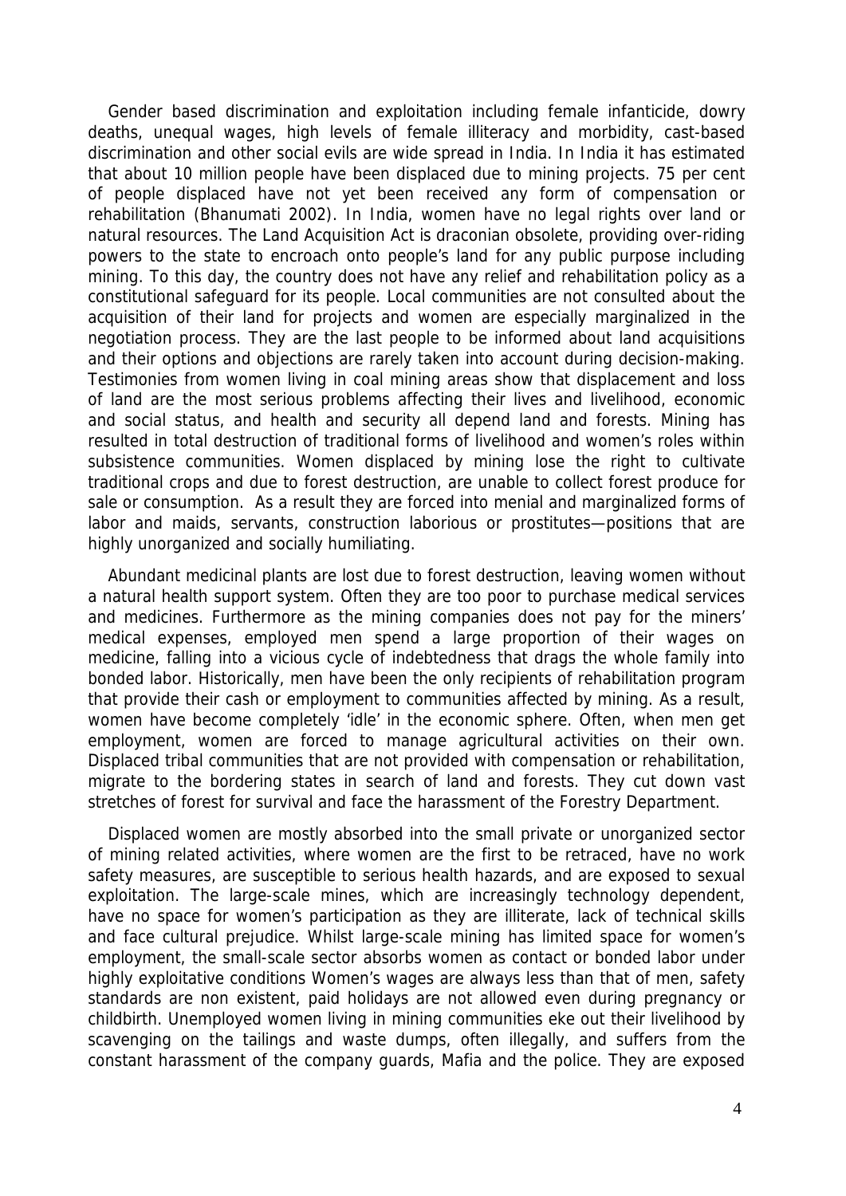Gender based discrimination and exploitation including female infanticide, dowry deaths, unequal wages, high levels of female illiteracy and morbidity, cast-based discrimination and other social evils are wide spread in India. In India it has estimated that about 10 million people have been displaced due to mining projects. 75 per cent of people displaced have not yet been received any form of compensation or rehabilitation (Bhanumati 2002). In India, women have no legal rights over land or natural resources. The Land Acquisition Act is draconian obsolete, providing over-riding powers to the state to encroach onto people's land for any public purpose including mining. To this day, the country does not have any relief and rehabilitation policy as a constitutional safeguard for its people. Local communities are not consulted about the acquisition of their land for projects and women are especially marginalized in the negotiation process. They are the last people to be informed about land acquisitions and their options and objections are rarely taken into account during decision-making. Testimonies from women living in coal mining areas show that displacement and loss of land are the most serious problems affecting their lives and livelihood, economic and social status, and health and security all depend land and forests. Mining has resulted in total destruction of traditional forms of livelihood and women's roles within subsistence communities. Women displaced by mining lose the right to cultivate traditional crops and due to forest destruction, are unable to collect forest produce for sale or consumption. As a result they are forced into menial and marginalized forms of labor and maids, servants, construction laborious or prostitutes—positions that are highly unorganized and socially humiliating.

Abundant medicinal plants are lost due to forest destruction, leaving women without a natural health support system. Often they are too poor to purchase medical services and medicines. Furthermore as the mining companies does not pay for the miners' medical expenses, employed men spend a large proportion of their wages on medicine, falling into a vicious cycle of indebtedness that drags the whole family into bonded labor. Historically, men have been the only recipients of rehabilitation program that provide their cash or employment to communities affected by mining. As a result, women have become completely 'idle' in the economic sphere. Often, when men get employment, women are forced to manage agricultural activities on their own. Displaced tribal communities that are not provided with compensation or rehabilitation, migrate to the bordering states in search of land and forests. They cut down vast stretches of forest for survival and face the harassment of the Forestry Department.

Displaced women are mostly absorbed into the small private or unorganized sector of mining related activities, where women are the first to be retraced, have no work safety measures, are susceptible to serious health hazards, and are exposed to sexual exploitation. The large-scale mines, which are increasingly technology dependent, have no space for women's participation as they are illiterate, lack of technical skills and face cultural prejudice. Whilst large-scale mining has limited space for women's employment, the small-scale sector absorbs women as contact or bonded labor under highly exploitative conditions Women's wages are always less than that of men, safety standards are non existent, paid holidays are not allowed even during pregnancy or childbirth. Unemployed women living in mining communities eke out their livelihood by scavenging on the tailings and waste dumps, often illegally, and suffers from the constant harassment of the company guards, Mafia and the police. They are exposed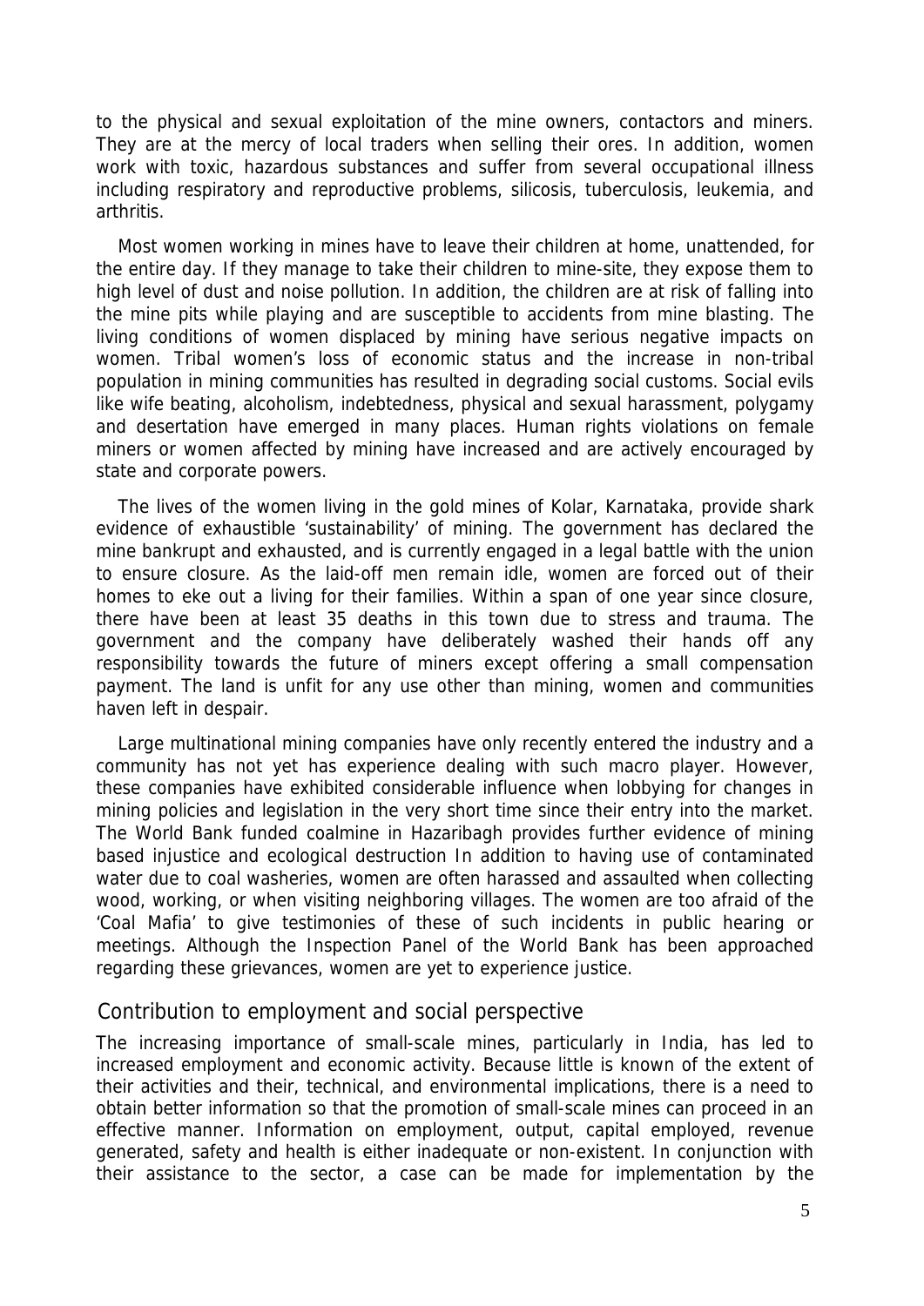to the physical and sexual exploitation of the mine owners, contactors and miners. They are at the mercy of local traders when selling their ores. In addition, women work with toxic, hazardous substances and suffer from several occupational illness including respiratory and reproductive problems, silicosis, tuberculosis, leukemia, and arthritis.

Most women working in mines have to leave their children at home, unattended, for the entire day. If they manage to take their children to mine-site, they expose them to high level of dust and noise pollution. In addition, the children are at risk of falling into the mine pits while playing and are susceptible to accidents from mine blasting. The living conditions of women displaced by mining have serious negative impacts on women. Tribal women's loss of economic status and the increase in non-tribal population in mining communities has resulted in degrading social customs. Social evils like wife beating, alcoholism, indebtedness, physical and sexual harassment, polygamy and desertation have emerged in many places. Human rights violations on female miners or women affected by mining have increased and are actively encouraged by state and corporate powers.

The lives of the women living in the gold mines of Kolar, Karnataka, provide shark evidence of exhaustible 'sustainability' of mining. The government has declared the mine bankrupt and exhausted, and is currently engaged in a legal battle with the union to ensure closure. As the laid-off men remain idle, women are forced out of their homes to eke out a living for their families. Within a span of one year since closure, there have been at least 35 deaths in this town due to stress and trauma. The government and the company have deliberately washed their hands off any responsibility towards the future of miners except offering a small compensation payment. The land is unfit for any use other than mining, women and communities haven left in despair.

Large multinational mining companies have only recently entered the industry and a community has not yet has experience dealing with such macro player. However, these companies have exhibited considerable influence when lobbying for changes in mining policies and legislation in the very short time since their entry into the market. The World Bank funded coalmine in Hazaribagh provides further evidence of mining based injustice and ecological destruction In addition to having use of contaminated water due to coal washeries, women are often harassed and assaulted when collecting wood, working, or when visiting neighboring villages. The women are too afraid of the 'Coal Mafia' to give testimonies of these of such incidents in public hearing or meetings. Although the Inspection Panel of the World Bank has been approached regarding these grievances, women are yet to experience justice.

## Contribution to employment and social perspective

The increasing importance of small-scale mines, particularly in India, has led to increased employment and economic activity. Because little is known of the extent of their activities and their, technical, and environmental implications, there is a need to obtain better information so that the promotion of small-scale mines can proceed in an effective manner. Information on employment, output, capital employed, revenue generated, safety and health is either inadequate or non-existent. In conjunction with their assistance to the sector, a case can be made for implementation by the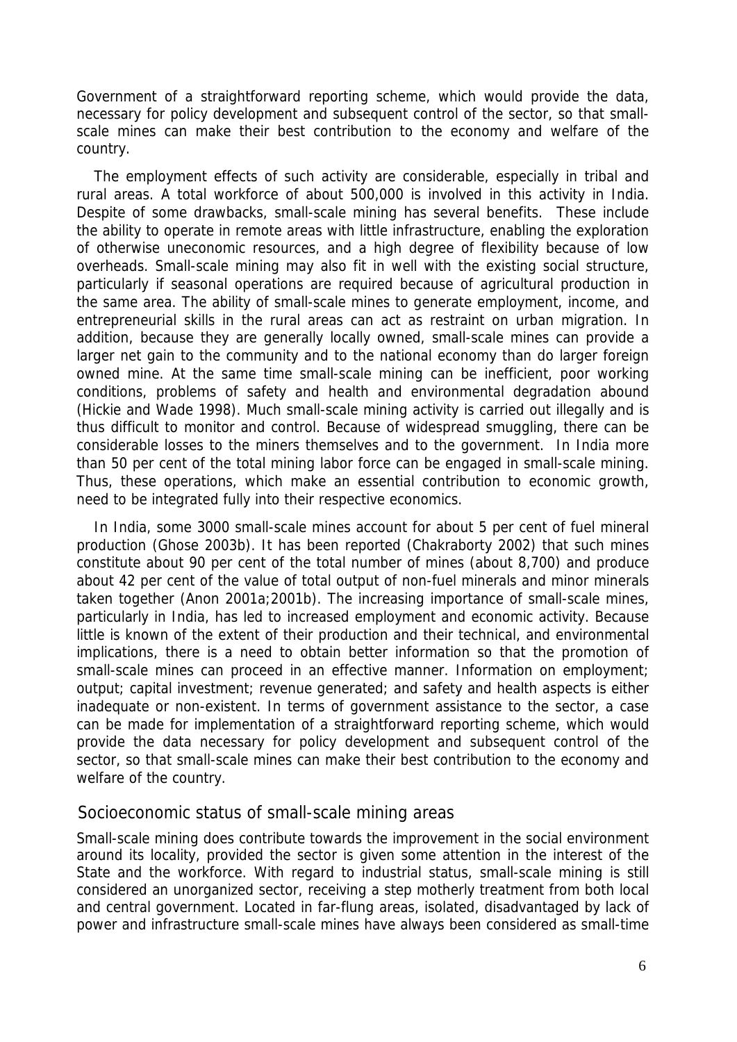Government of a straightforward reporting scheme, which would provide the data, necessary for policy development and subsequent control of the sector, so that small-scale mines can make their best contribution to the economy and welfare of the country.

The employment effects of such activity are considerable, especially in tribal and rural areas. A total workforce of about 500,000 is involved in this activity in India. Despite of some drawbacks, small-scale mining has several benefits. These include the ability to operate in remote areas with little infrastructure, enabling the exploration of otherwise uneconomic resources, and a high degree of flexibility because of low overheads. Small-scale mining may also fit in well with the existing social structure, particularly if seasonal operations are required because of agricultural production in the same area. The ability of small-scale mines to generate employment, income, and entrepreneurial skills in the rural areas can act as restraint on urban migration. In addition, because they are generally locally owned, small-scale mines can provide a larger net gain to the community and to the national economy than do larger foreign owned mine. At the same time small-scale mining can be inefficient, poor working conditions, problems of safety and health and environmental degradation abound (Hickie and Wade 1998). Much small-scale mining activity is carried out illegally and is thus difficult to monitor and control. Because of widespread smuggling, there can be considerable losses to the miners themselves and to the government. In India more than 50 per cent of the total mining labor force can be engaged in small-scale mining. Thus, these operations, which make an essential contribution to economic growth, need to be integrated fully into their respective economics.

In India, some 3000 small-scale mines account for about 5 per cent of fuel mineral production (Ghose 2003b). It has been reported (Chakraborty 2002) that such mines constitute about 90 per cent of the total number of mines (about 8,700) and produce about 42 per cent of the value of total output of non-fuel minerals and minor minerals taken together (Anon 2001a;2001b). The increasing importance of small-scale mines, particularly in India, has led to increased employment and economic activity. Because little is known of the extent of their production and their technical, and environmental implications, there is a need to obtain better information so that the promotion of small-scale mines can proceed in an effective manner. Information on employment; output; capital investment; revenue generated; and safety and health aspects is either inadequate or non-existent. In terms of government assistance to the sector, a case can be made for implementation of a straightforward reporting scheme, which would provide the data necessary for policy development and subsequent control of the sector, so that small-scale mines can make their best contribution to the economy and welfare of the country.

## Socioeconomic status of small-scale mining areas

Small-scale mining does contribute towards the improvement in the social environment around its locality, provided the sector is given some attention in the interest of the State and the workforce. With regard to industrial status, small-scale mining is still considered an unorganized sector, receiving a step motherly treatment from both local and central government. Located in far-flung areas, isolated, disadvantaged by lack of power and infrastructure small-scale mines have always been considered as small-time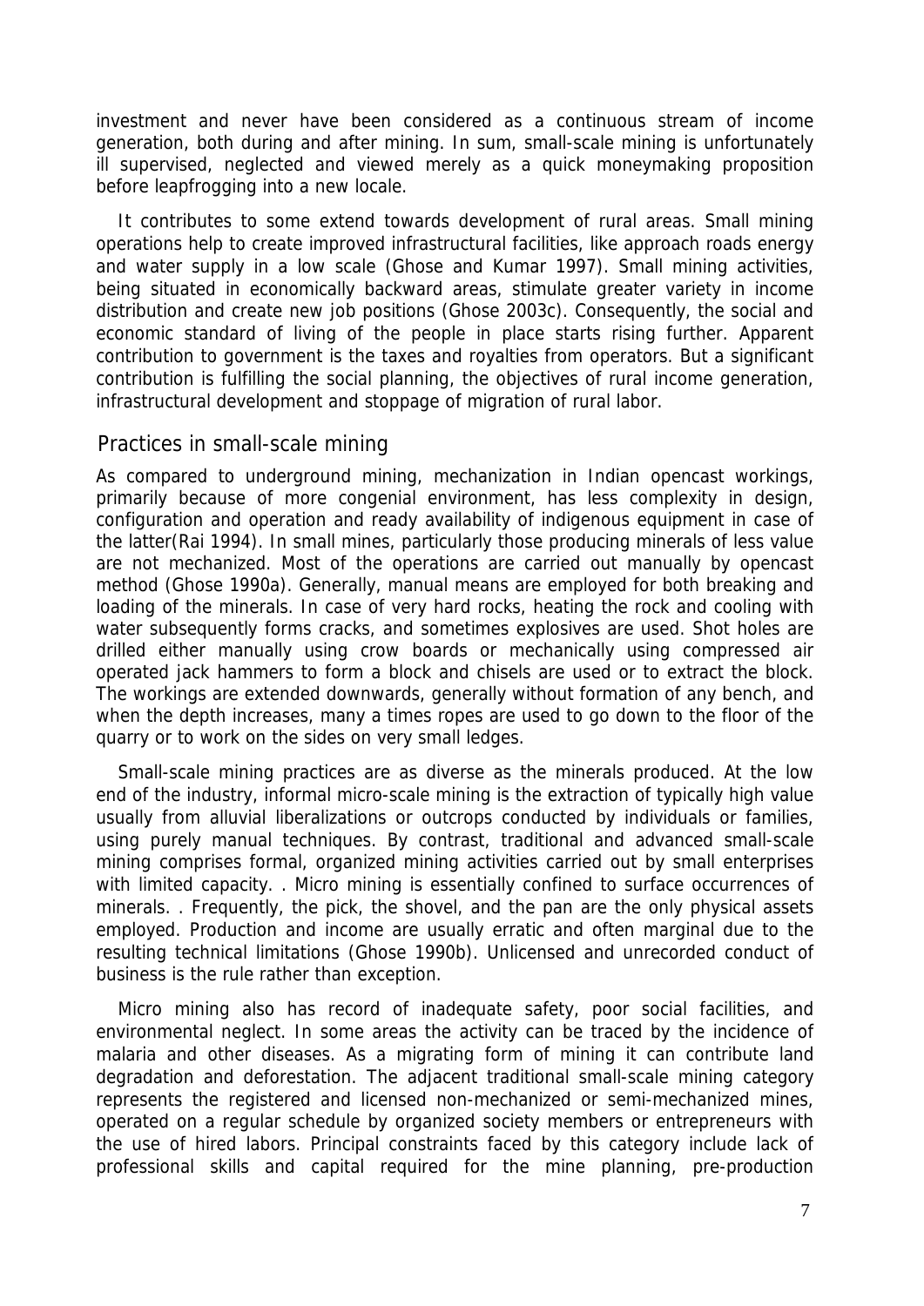investment and never have been considered as a continuous stream of income generation, both during and after mining. In sum, small-scale mining is unfortunately ill supervised, neglected and viewed merely as a quick moneymaking proposition before leapfrogging into a new locale.

It contributes to some extend towards development of rural areas. Small mining operations help to create improved infrastructural facilities, like approach roads energy and water supply in a low scale (Ghose and Kumar 1997). Small mining activities, being situated in economically backward areas, stimulate greater variety in income distribution and create new job positions (Ghose 2003c). Consequently, the social and economic standard of living of the people in place starts rising further. Apparent contribution to government is the taxes and royalties from operators. But a significant contribution is fulfilling the social planning, the objectives of rural income generation, infrastructural development and stoppage of migration of rural labor.

## Practices in small-scale mining

As compared to underground mining, mechanization in Indian opencast workings, primarily because of more congenial environment, has less complexity in design, configuration and operation and ready availability of indigenous equipment in case of the latter(Rai 1994). In small mines, particularly those producing minerals of less value are not mechanized. Most of the operations are carried out manually by opencast method (Ghose 1990a). Generally, manual means are employed for both breaking and loading of the minerals. In case of very hard rocks, heating the rock and cooling with water subsequently forms cracks, and sometimes explosives are used. Shot holes are drilled either manually using crow boards or mechanically using compressed air operated jack hammers to form a block and chisels are used or to extract the block. The workings are extended downwards, generally without formation of any bench, and when the depth increases, many a times ropes are used to go down to the floor of the quarry or to work on the sides on very small ledges.

Small-scale mining practices are as diverse as the minerals produced. At the low end of the industry, informal micro-scale mining is the extraction of typically high value usually from alluvial liberalizations or outcrops conducted by individuals or families, using purely manual techniques. By contrast, traditional and advanced small-scale mining comprises formal, organized mining activities carried out by small enterprises with limited capacity. . Micro mining is essentially confined to surface occurrences of minerals. . Frequently, the pick, the shovel, and the pan are the only physical assets employed. Production and income are usually erratic and often marginal due to the resulting technical limitations (Ghose 1990b). Unlicensed and unrecorded conduct of business is the rule rather than exception.

Micro mining also has record of inadequate safety, poor social facilities, and environmental neglect. In some areas the activity can be traced by the incidence of malaria and other diseases. As a migrating form of mining it can contribute land degradation and deforestation. The adjacent traditional small-scale mining category represents the registered and licensed non-mechanized or semi-mechanized mines, operated on a regular schedule by organized society members or entrepreneurs with the use of hired labors. Principal constraints faced by this category include lack of professional skills and capital required for the mine planning, pre-production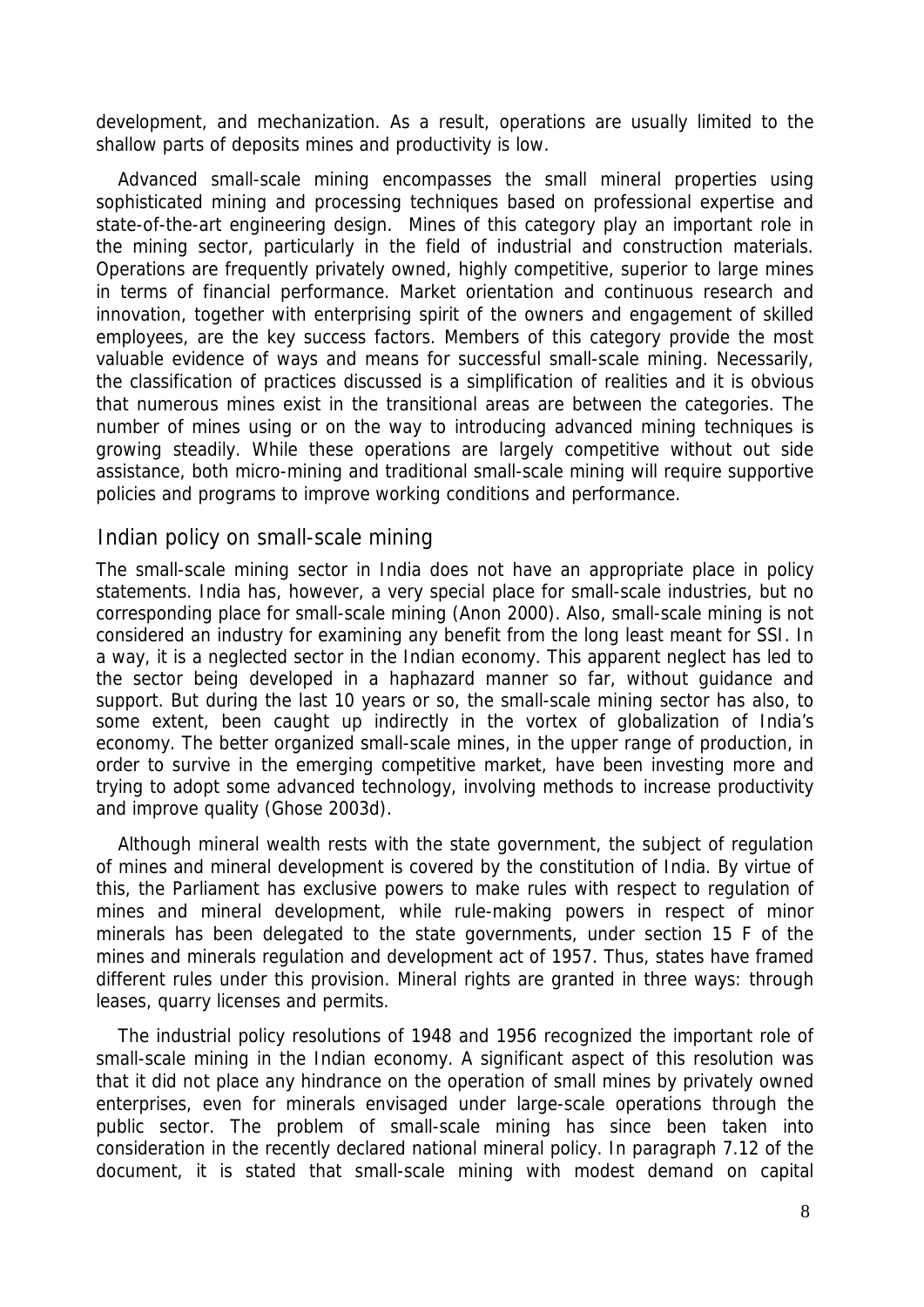development, and mechanization. As a result, operations are usually limited to the shallow parts of deposits mines and productivity is low.

Advanced small-scale mining encompasses the small mineral properties using sophisticated mining and processing techniques based on professional expertise and state-of-the-art engineering design. Mines of this category play an important role in the mining sector, particularly in the field of industrial and construction materials. Operations are frequently privately owned, highly competitive, superior to large mines in terms of financial performance. Market orientation and continuous research and innovation, together with enterprising spirit of the owners and engagement of skilled employees, are the key success factors. Members of this category provide the most valuable evidence of ways and means for successful small-scale mining. Necessarily, the classification of practices discussed is a simplification of realities and it is obvious that numerous mines exist in the transitional areas are between the categories. The number of mines using or on the way to introducing advanced mining techniques is growing steadily. While these operations are largely competitive without out side assistance, both micro-mining and traditional small-scale mining will require supportive policies and programs to improve working conditions and performance.

## Indian policy on small-scale mining

The small-scale mining sector in India does not have an appropriate place in policy statements. India has, however, a very special place for small-scale industries, but no corresponding place for small-scale mining (Anon 2000). Also, small-scale mining is not considered an industry for examining any benefit from the long least meant for SSI. In a way, it is a neglected sector in the Indian economy. This apparent neglect has led to the sector being developed in a haphazard manner so far, without guidance and support. But during the last 10 years or so, the small-scale mining sector has also, to some extent, been caught up indirectly in the vortex of globalization of India's economy. The better organized small-scale mines, in the upper range of production, in order to survive in the emerging competitive market, have been investing more and trying to adopt some advanced technology, involving methods to increase productivity and improve quality (Ghose 2003d).

Although mineral wealth rests with the state government, the subject of regulation of mines and mineral development is covered by the constitution of India. By virtue of this, the Parliament has exclusive powers to make rules with respect to regulation of mines and mineral development, while rule-making powers in respect of minor minerals has been delegated to the state governments, under section 15 F of the mines and minerals regulation and development act of 1957. Thus, states have framed different rules under this provision. Mineral rights are granted in three ways: through leases, quarry licenses and permits.

The industrial policy resolutions of 1948 and 1956 recognized the important role of small-scale mining in the Indian economy. A significant aspect of this resolution was that it did not place any hindrance on the operation of small mines by privately owned enterprises, even for minerals envisaged under large-scale operations through the public sector. The problem of small-scale mining has since been taken into consideration in the recently declared national mineral policy. In paragraph 7.12 of the document, it is stated that small-scale mining with modest demand on capital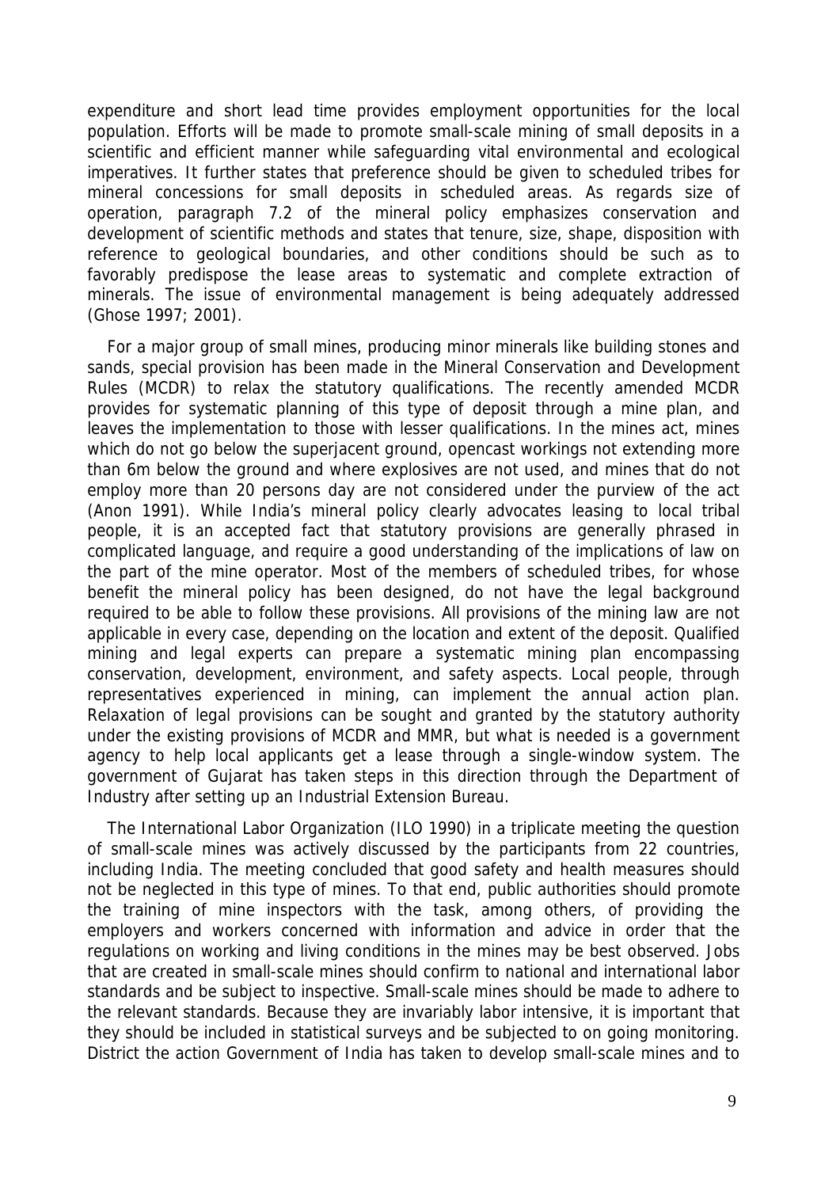expenditure and short lead time provides employment opportunities for the local population. Efforts will be made to promote small-scale mining of small deposits in a scientific and efficient manner while safeguarding vital environmental and ecological imperatives. It further states that preference should be given to scheduled tribes for mineral concessions for small deposits in scheduled areas. As regards size of operation, paragraph 7.2 of the mineral policy emphasizes conservation and development of scientific methods and states that tenure, size, shape, disposition with reference to geological boundaries, and other conditions should be such as to favorably predispose the lease areas to systematic and complete extraction of minerals. The issue of environmental management is being adequately addressed (Ghose 1997; 2001).

For a major group of small mines, producing minor minerals like building stones and sands, special provision has been made in the Mineral Conservation and Development Rules (MCDR) to relax the statutory qualifications. The recently amended MCDR provides for systematic planning of this type of deposit through a mine plan, and leaves the implementation to those with lesser qualifications. In the mines act, mines which do not go below the superjacent ground, opencast workings not extending more than 6m below the ground and where explosives are not used, and mines that do not employ more than 20 persons day are not considered under the purview of the act (Anon 1991). While India's mineral policy clearly advocates leasing to local tribal people, it is an accepted fact that statutory provisions are generally phrased in complicated language, and require a good understanding of the implications of law on the part of the mine operator. Most of the members of scheduled tribes, for whose benefit the mineral policy has been designed, do not have the legal background required to be able to follow these provisions. All provisions of the mining law are not applicable in every case, depending on the location and extent of the deposit. Qualified mining and legal experts can prepare a systematic mining plan encompassing conservation, development, environment, and safety aspects. Local people, through representatives experienced in mining, can implement the annual action plan. Relaxation of legal provisions can be sought and granted by the statutory authority under the existing provisions of MCDR and MMR, but what is needed is a government agency to help local applicants get a lease through a single-window system. The government of Gujarat has taken steps in this direction through the Department of Industry after setting up an Industrial Extension Bureau.

The International Labor Organization (ILO 1990) in a triplicate meeting the question of small-scale mines was actively discussed by the participants from 22 countries, including India. The meeting concluded that good safety and health measures should not be neglected in this type of mines. To that end, public authorities should promote the training of mine inspectors with the task, among others, of providing the employers and workers concerned with information and advice in order that the regulations on working and living conditions in the mines may be best observed. Jobs that are created in small-scale mines should confirm to national and international labor standards and be subject to inspective. Small-scale mines should be made to adhere to the relevant standards. Because they are invariably labor intensive, it is important that they should be included in statistical surveys and be subjected to on going monitoring. District the action Government of India has taken to develop small-scale mines and to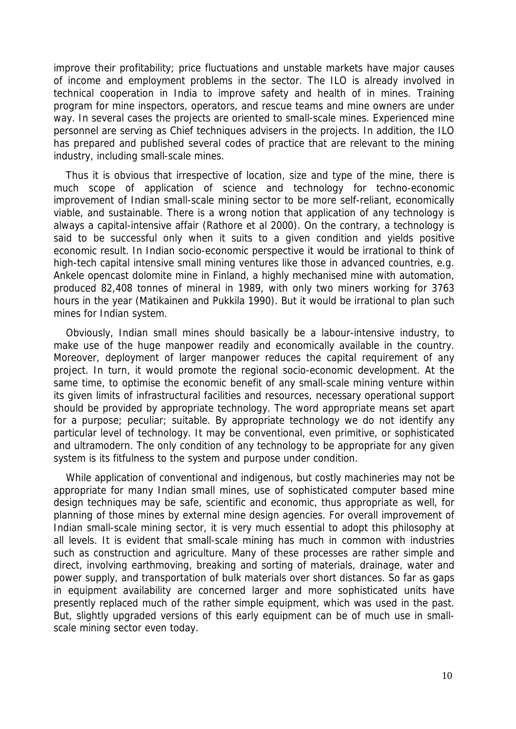improve their profitability; price fluctuations and unstable markets have major causes of income and employment problems in the sector. The ILO is already involved in technical cooperation in India to improve safety and health of in mines. Training program for mine inspectors, operators, and rescue teams and mine owners are under way. In several cases the projects are oriented to small-scale mines. Experienced mine personnel are serving as Chief techniques advisers in the projects. In addition, the ILO has prepared and published several codes of practice that are relevant to the mining industry, including small-scale mines.

Thus it is obvious that irrespective of location, size and type of the mine, there is much scope of application of science and technology for techno-economic improvement of Indian small-scale mining sector to be more self-reliant, economically viable, and sustainable. There is a wrong notion that application of any technology is always a capital-intensive affair (Rathore et al 2000). On the contrary, a technology is said to be successful only when it suits to a given condition and yields positive economic result. In Indian socio-economic perspective it would be irrational to think of high-tech capital intensive small mining ventures like those in advanced countries, e.g. Ankele opencast dolomite mine in Finland, a highly mechanised mine with automation, produced 82,408 tonnes of mineral in 1989, with only two miners working for 3763 hours in the year (Matikainen and Pukkila 1990). But it would be irrational to plan such mines for Indian system.

Obviously, Indian small mines should basically be a labour-intensive industry, to make use of the huge manpower readily and economically available in the country. Moreover, deployment of larger manpower reduces the capital requirement of any project. In turn, it would promote the regional socio-economic development. At the same time, to optimise the economic benefit of any small-scale mining venture within its given limits of infrastructural facilities and resources, necessary operational support should be provided by appropriate technology. The word appropriate means set apart for a purpose; peculiar; suitable. By appropriate technology we do not identify any particular level of technology. It may be conventional, even primitive, or sophisticated and ultramodern. The only condition of any technology to be appropriate for any given system is its fitfulness to the system and purpose under condition.

While application of conventional and indigenous, but costly machineries may not be appropriate for many Indian small mines, use of sophisticated computer based mine design techniques may be safe, scientific and economic, thus appropriate as well, for planning of those mines by external mine design agencies. For overall improvement of Indian small-scale mining sector, it is very much essential to adopt this philosophy at all levels. It is evident that small-scale mining has much in common with industries such as construction and agriculture. Many of these processes are rather simple and direct, involving earthmoving, breaking and sorting of materials, drainage, water and power supply, and transportation of bulk materials over short distances. So far as gaps in equipment availability are concerned larger and more sophisticated units have presently replaced much of the rather simple equipment, which was used in the past. But, slightly upgraded versions of this early equipment can be of much use in small-scale mining sector even today.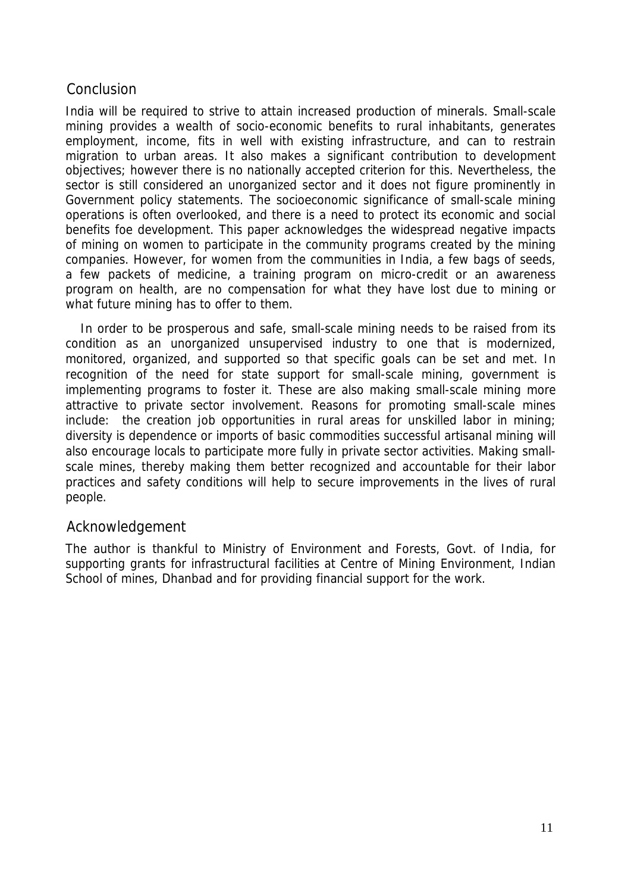## Conclusion

India will be required to strive to attain increased production of minerals. Small-scale mining provides a wealth of socio-economic benefits to rural inhabitants, generates employment, income, fits in well with existing infrastructure, and can to restrain migration to urban areas. It also makes a significant contribution to development objectives; however there is no nationally accepted criterion for this. Nevertheless, the sector is still considered an unorganized sector and it does not figure prominently in Government policy statements. The socioeconomic significance of small-scale mining operations is often overlooked, and there is a need to protect its economic and social benefits foe development. This paper acknowledges the widespread negative impacts of mining on women to participate in the community programs created by the mining companies. However, for women from the communities in India, a few bags of seeds, a few packets of medicine, a training program on micro-credit or an awareness program on health, are no compensation for what they have lost due to mining or what future mining has to offer to them.

In order to be prosperous and safe, small-scale mining needs to be raised from its condition as an unorganized unsupervised industry to one that is modernized, monitored, organized, and supported so that specific goals can be set and met. In recognition of the need for state support for small-scale mining, government is implementing programs to foster it. These are also making small-scale mining more attractive to private sector involvement. Reasons for promoting small-scale mines include: the creation job opportunities in rural areas for unskilled labor in mining; diversity is dependence or imports of basic commodities successful artisanal mining will also encourage locals to participate more fully in private sector activities. Making small-scale mines, thereby making them better recognized and accountable for their labor practices and safety conditions will help to secure improvements in the lives of rural people.

## Acknowledgement

The author is thankful to Ministry of Environment and Forests, Govt. of India, for supporting grants for infrastructural facilities at Centre of Mining Environment, Indian School of mines, Dhanbad and for providing financial support for the work.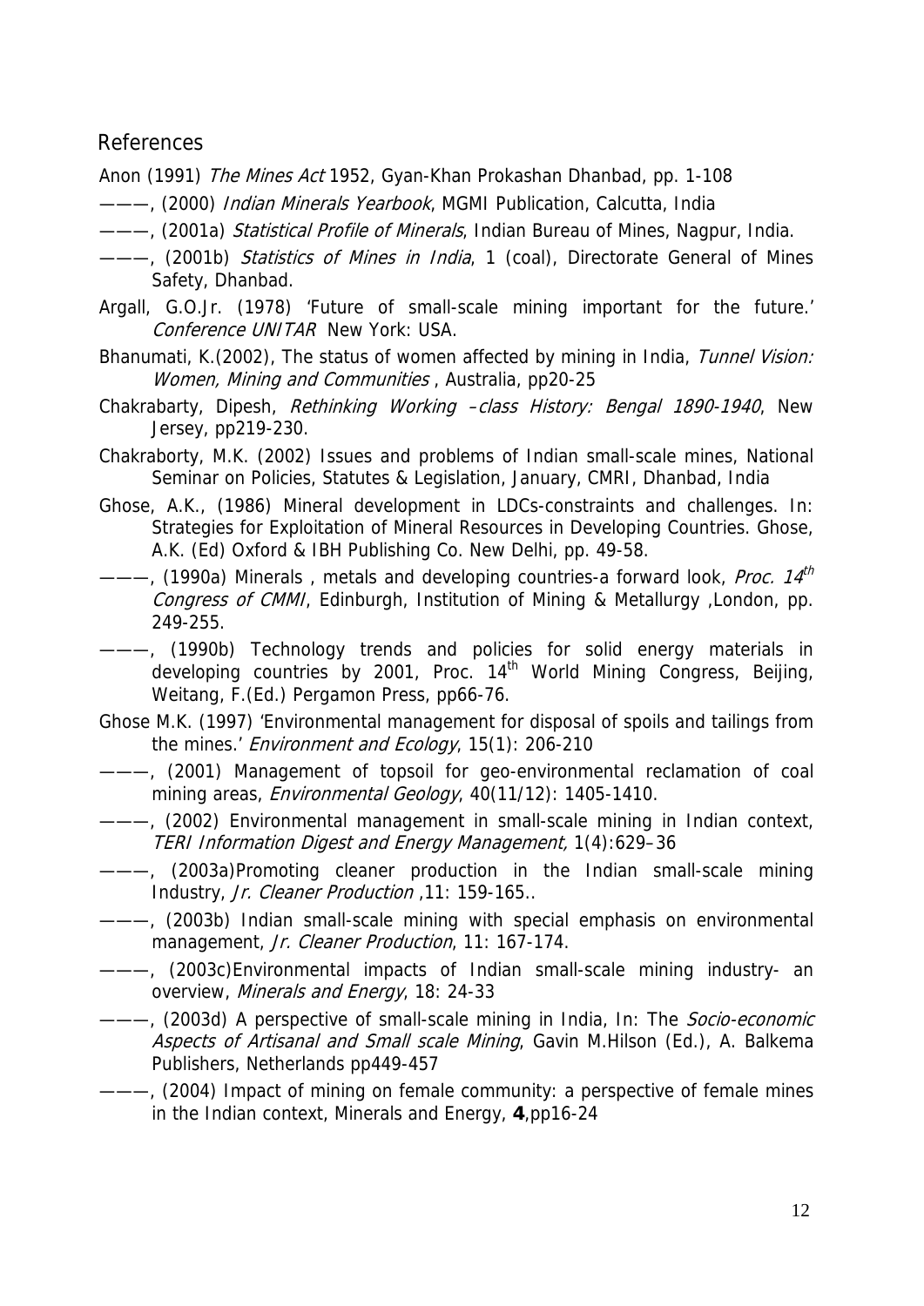## References

Anon (1991) *The Mines Act* 1952, Gyan-Khan Prokashan Dhanbad, pp. 1-108

———, (2000) *Indian Minerals Yearbook*, MGMI Publication, Calcutta, India

———, (2001a) *Statistical Profile of Minerals*, Indian Bureau of Mines, Nagpur, India.

———, (2001b) *Statistics of Mines in India*, 1 (coal), Directorate General of Mines Safety, Dhanbad.

Argall, G.O.Jr. (1978) 'Future of small-scale mining important for the future.' *Conference UNITAR* New York: USA.

Bhanumati, K.(2002), The status of women affected by mining in India, *Tunnel Vision: Women, Mining and Communities* , Australia, pp20-25

Chakrabarty, Dipesh, *Rethinking Working –class History: Bengal 1890-1940*, New Jersey, pp219-230.

Chakraborty, M.K. (2002) Issues and problems of Indian small-scale mines, National Seminar on Policies, Statutes & Legislation, January, CMRI, Dhanbad, India

Ghose, A.K., (1986) Mineral development in LDCs-constraints and challenges. In: Strategies for Exploitation of Mineral Resources in Developing Countries. Ghose, A.K. (Ed) Oxford & IBH Publishing Co. New Delhi, pp. 49-58.

———, (1990a) Minerals , metals and developing countries-a forward look, *Proc. 14th Congress of CMMI*, Edinburgh, Institution of Mining & Metallurgy ,London, pp. 249-255.

———, (1990b) Technology trends and policies for solid energy materials in developing countries by 2001, Proc. 14th World Mining Congress, Beijing, Weitang, F.(Ed.) Pergamon Press, pp66-76.

Ghose M.K. (1997) 'Environmental management for disposal of spoils and tailings from the mines.' *Environment and Ecology*, 15(1): 206-210

———, (2001) Management of topsoil for geo-environmental reclamation of coal mining areas, *Environmental Geology*, 40(11/12): 1405-1410.

———, (2002) Environmental management in small-scale mining in Indian context, *TERI Information Digest and Energy Management,* 1(4):629–36

———, (2003a)Promoting cleaner production in the Indian small-scale mining Industry, *Jr. Cleaner Production* ,11: 159-165..

———, (2003b) Indian small-scale mining with special emphasis on environmental management, *Jr. Cleaner Production*, 11: 167-174.

———, (2003c)Environmental impacts of Indian small-scale mining industry- an overview, *Minerals and Energy*, 18: 24-33

———, (2003d) A perspective of small-scale mining in India, In: The *Socio-economic Aspects of Artisanal and Small scale Mining*, Gavin M.Hilson (Ed.), A. Balkema Publishers, Netherlands pp449-457

———, (2004) Impact of mining on female community: a perspective of female mines in the Indian context, Minerals and Energy, **4**,pp16-24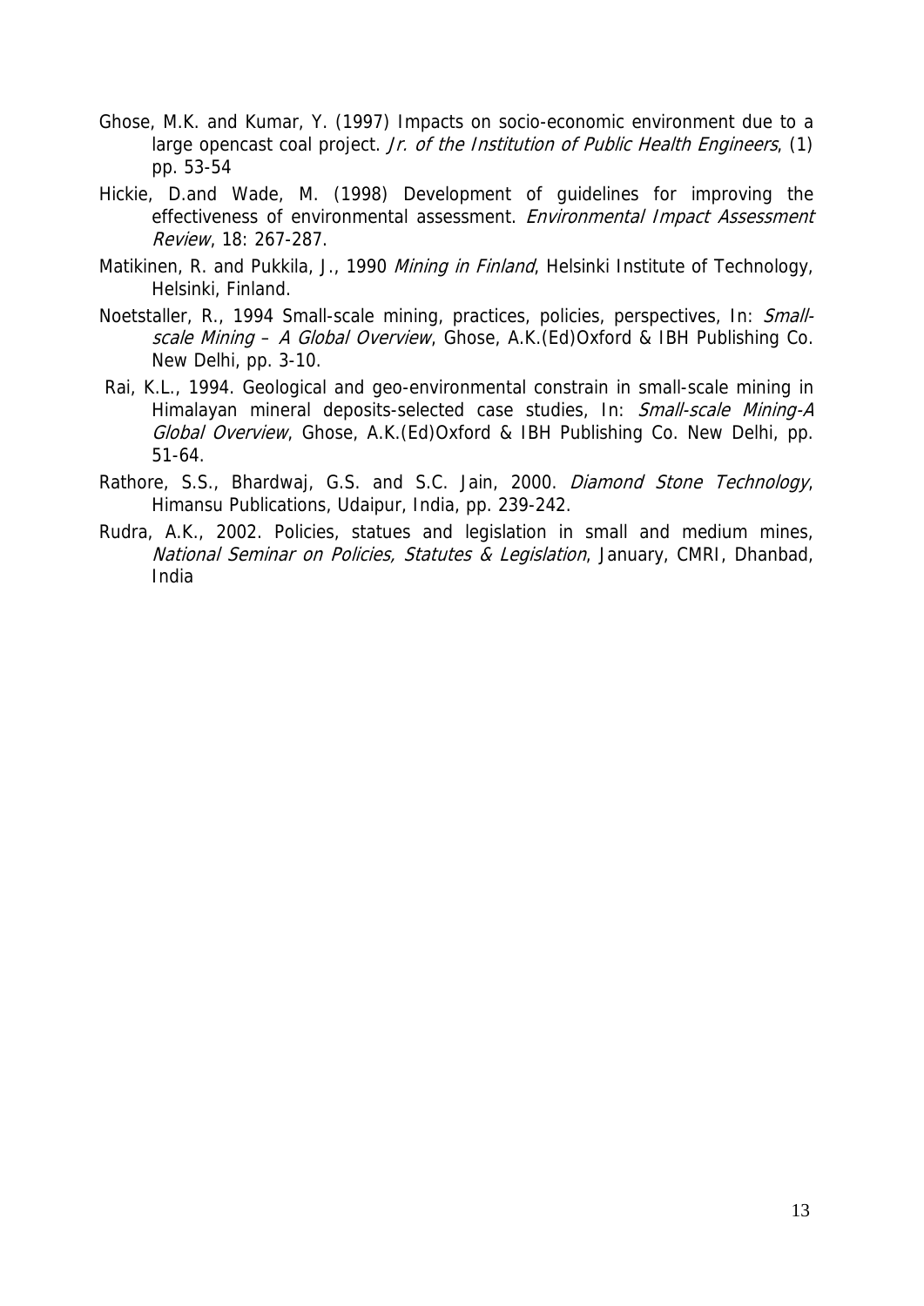Ghose, M.K. and Kumar, Y. (1997) Impacts on socio-economic environment due to a large opencast coal project. *Jr. of the Institution of Public Health Engineers*, (1) pp. 53-54

Hickie, D.and Wade, M. (1998) Development of guidelines for improving the effectiveness of environmental assessment. *Environmental Impact Assessment Review*, 18: 267-287.

Matikinen, R. and Pukkila, J., 1990 *Mining in Finland*, Helsinki Institute of Technology, Helsinki, Finland.

Noetstaller, R., 1994 Small-scale mining, practices, policies, perspectives, In: *Small-scale Mining – A Global Overview*, Ghose, A.K.(Ed)Oxford & IBH Publishing Co. New Delhi, pp. 3-10.

Rai, K.L., 1994. Geological and geo-environmental constrain in small-scale mining in Himalayan mineral deposits-selected case studies, In: *Small-scale Mining-A Global Overview*, Ghose, A.K.(Ed)Oxford & IBH Publishing Co. New Delhi, pp. 51-64.

Rathore, S.S., Bhardwaj, G.S. and S.C. Jain, 2000. *Diamond Stone Technology*, Himansu Publications, Udaipur, India, pp. 239-242.

Rudra, A.K., 2002. Policies, statues and legislation in small and medium mines, *National Seminar on Policies, Statutes & Legislation*, January, CMRI, Dhanbad, India